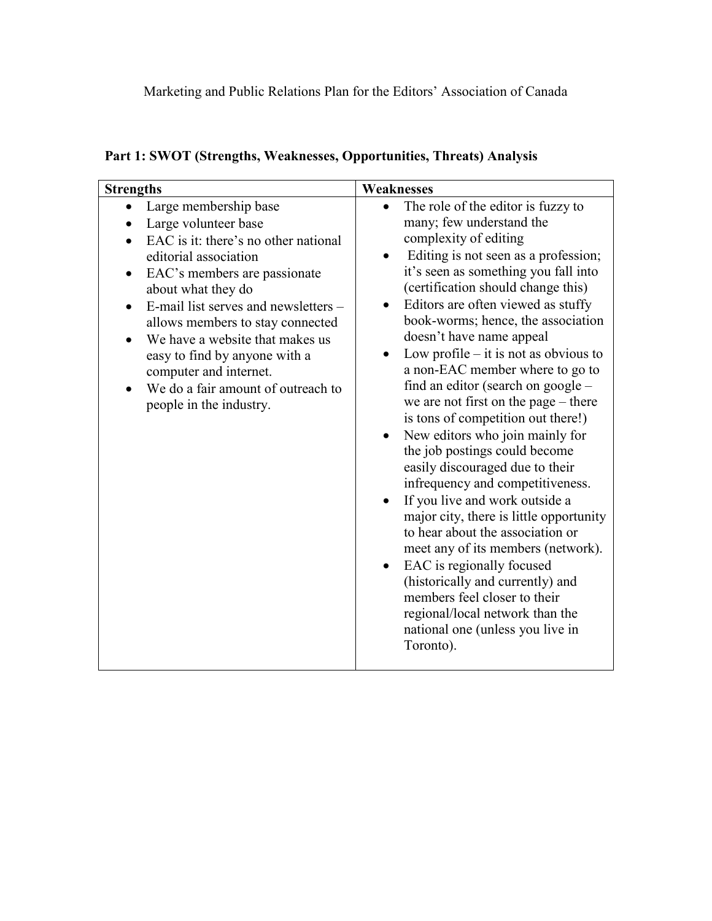Marketing and Public Relations Plan for the Editors' Association of Canada

## Part 1: SWOT (Strengths, Weaknesses, Opportunities, Threats) Analysis

| Strengths | Weaknesses |
|---|---|
| • Large membership base<br>• Large volunteer base<br>• EAC is it: there's no other national editorial association<br>• EAC's members are passionate about what they do<br>• E-mail list serves and newsletters – allows members to stay connected<br>• We have a website that makes us easy to find by anyone with a computer and internet.<br>• We do a fair amount of outreach to people in the industry. | • The role of the editor is fuzzy to many; few understand the complexity of editing<br>• Editing is not seen as a profession; it's seen as something you fall into (certification should change this)<br>• Editors are often viewed as stuffy book-worms; hence, the association doesn't have name appeal<br>• Low profile – it is not as obvious to a non-EAC member where to go to find an editor (search on google – we are not first on the page – there is tons of competition out there!)<br>• New editors who join mainly for the job postings could become easily discouraged due to their infrequency and competitiveness.<br>• If you live and work outside a major city, there is little opportunity to hear about the association or meet any of its members (network).<br>• EAC is regionally focused (historically and currently) and members feel closer to their regional/local network than the national one (unless you live in Toronto). |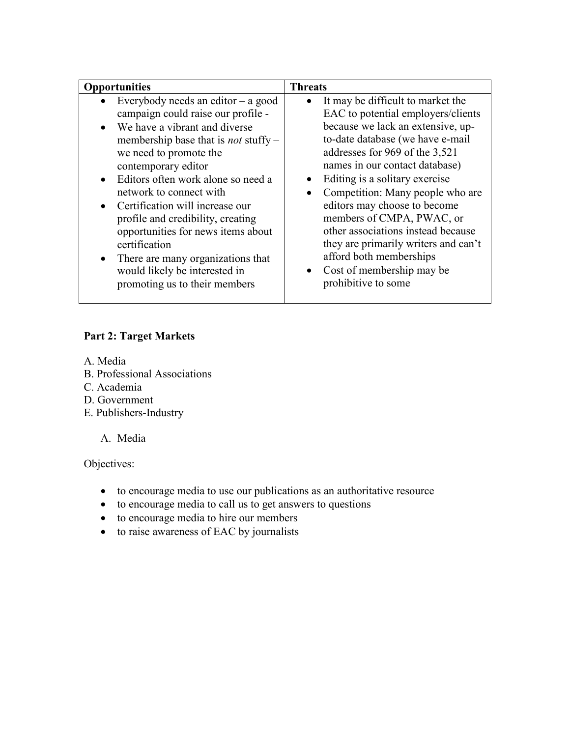| **Opportunities** | **Threats** |
| --- | --- |
| • Everybody needs an editor – a good campaign could raise our profile -<br>• We have a vibrant and diverse membership base that is *not* stuffy – we need to promote the contemporary editor<br>• Editors often work alone so need a network to connect with<br>• Certification will increase our profile and credibility, creating opportunities for news items about certification<br>• There are many organizations that would likely be interested in promoting us to their members | • It may be difficult to market the EAC to potential employers/clients because we lack an extensive, up-to-date database (we have e-mail addresses for 969 of the 3,521 names in our contact database)<br>• Editing is a solitary exercise<br>• Competition: Many people who are editors may choose to become members of CMPA, PWAC, or other associations instead because they are primarily writers and can't afford both memberships<br>• Cost of membership may be prohibitive to some |

**Part 2: Target Markets**

A. Media
B. Professional Associations
C. Academia
D. Government
E. Publishers-Industry

A. Media

Objectives:

- to encourage media to use our publications as an authoritative resource
- to encourage media to call us to get answers to questions
- to encourage media to hire our members
- to raise awareness of EAC by journalists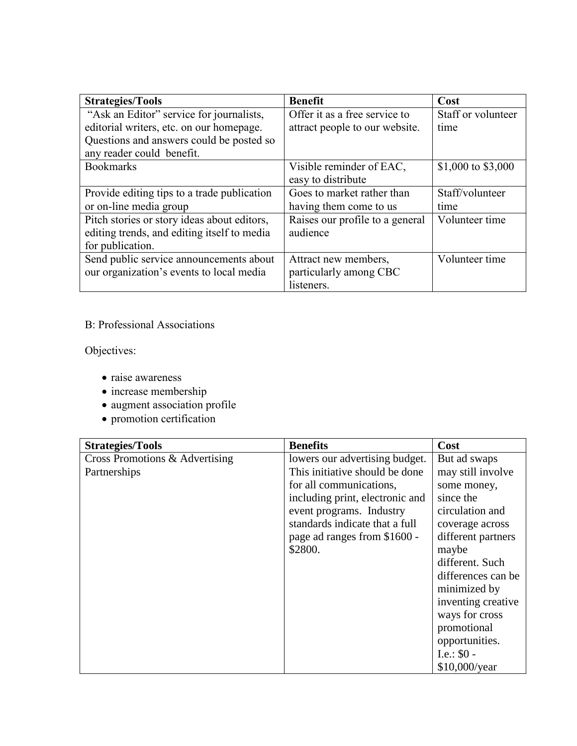| Strategies/Tools | Benefit | Cost |
|---|---|---|
| "Ask an Editor" service for journalists, editorial writers, etc. on our homepage. Questions and answers could be posted so any reader could benefit. | Offer it as a free service to attract people to our website. | Staff or volunteer time |
| Bookmarks | Visible reminder of EAC, easy to distribute | $1,000 to $3,000 |
| Provide editing tips to a trade publication or on-line media group | Goes to market rather than having them come to us | Staff/volunteer time |
| Pitch stories or story ideas about editors, editing trends, and editing itself to media for publication. | Raises our profile to a general audience | Volunteer time |
| Send public service announcements about our organization's events to local media | Attract new members, particularly among CBC listeners. | Volunteer time |

B: Professional Associations

Objectives:

- raise awareness
- increase membership
- augment association profile
- promotion certification

| Strategies/Tools | Benefits | Cost |
|---|---|---|
| Cross Promotions & Advertising Partnerships | lowers our advertising budget. This initiative should be done for all communications, including print, electronic and event programs. Industry standards indicate that a full page ad ranges from $1600 - $2800. | But ad swaps may still involve some money, since the circulation and coverage across different partners maybe different. Such differences can be minimized by inventing creative ways for cross promotional opportunities. I.e.: $0 - $10,000/year |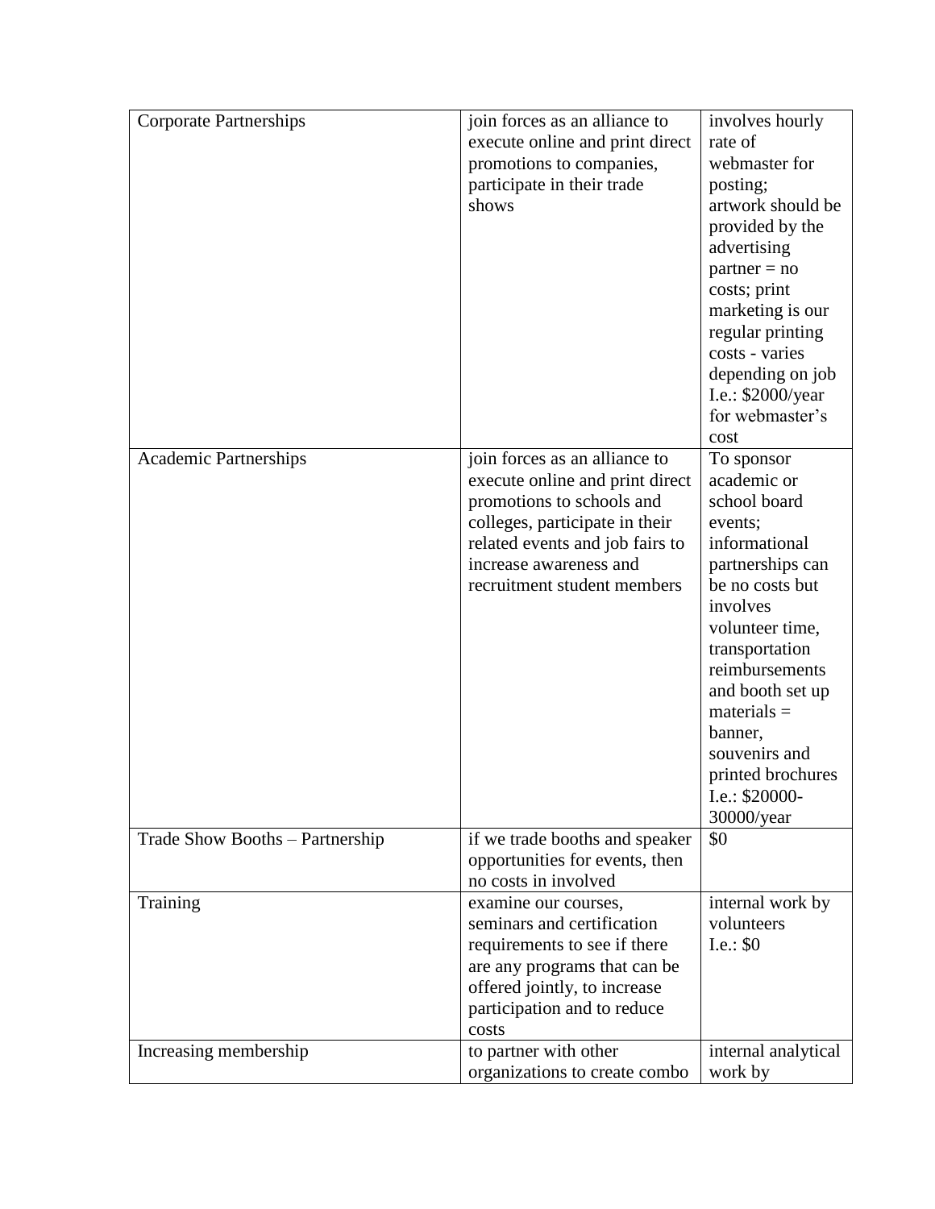| | | |
|---|---|---|
| Corporate Partnerships | join forces as an alliance to execute online and print direct promotions to companies, participate in their trade shows | involves hourly rate of webmaster for posting; artwork should be provided by the advertising partner = no costs; print marketing is our regular printing costs - varies depending on job I.e.: $2000/year for webmaster's cost |
| Academic Partnerships | join forces as an alliance to execute online and print direct promotions to schools and colleges, participate in their related events and job fairs to increase awareness and recruitment student members | To sponsor academic or school board events; informational partnerships can be no costs but involves volunteer time, transportation reimbursements and booth set up materials = banner, souvenirs and printed brochures I.e.: $20000-30000/year |
| Trade Show Booths – Partnership | if we trade booths and speaker opportunities for events, then no costs in involved | $0 |
| Training | examine our courses, seminars and certification requirements to see if there are any programs that can be offered jointly, to increase participation and to reduce costs | internal work by volunteers I.e.: $0 |
| Increasing membership | to partner with other organizations to create combo | internal analytical work by |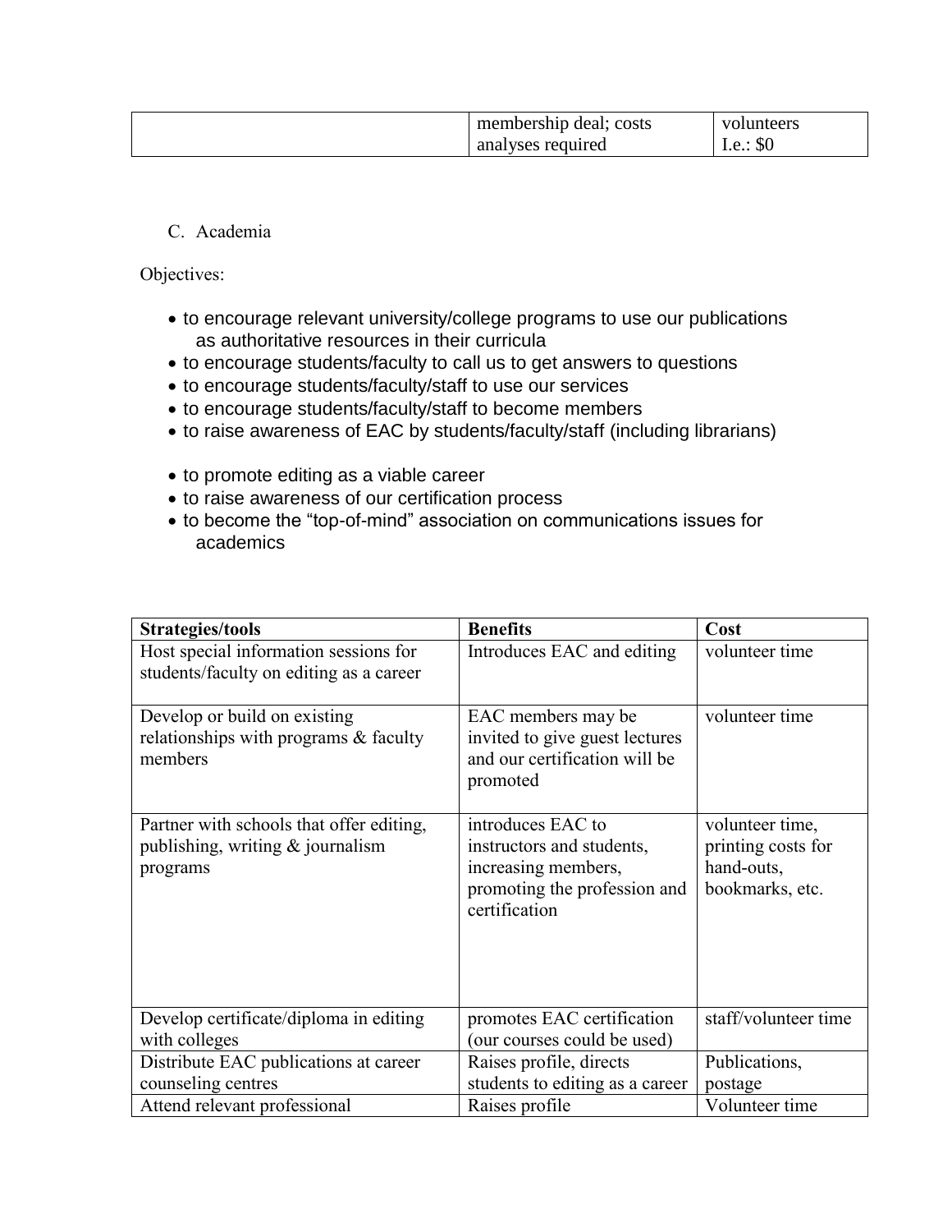| | | |
|---|---|---|
| | membership deal; costs analyses required | volunteers I.e.: $0 |

C. Academia

Objectives:

- to encourage relevant university/college programs to use our publications as authoritative resources in their curricula
- to encourage students/faculty to call us to get answers to questions
- to encourage students/faculty/staff to use our services
- to encourage students/faculty/staff to become members
- to raise awareness of EAC by students/faculty/staff (including librarians)
- to promote editing as a viable career
- to raise awareness of our certification process
- to become the "top-of-mind" association on communications issues for academics

| Strategies/tools | Benefits | Cost |
|---|---|---|
| Host special information sessions for students/faculty on editing as a career | Introduces EAC and editing | volunteer time |
| Develop or build on existing relationships with programs & faculty members | EAC members may be invited to give guest lectures and our certification will be promoted | volunteer time |
| Partner with schools that offer editing, publishing, writing & journalism programs | introduces EAC to instructors and students, increasing members, promoting the profession and certification | volunteer time, printing costs for hand-outs, bookmarks, etc. |
| Develop certificate/diploma in editing with colleges | promotes EAC certification (our courses could be used) | staff/volunteer time |
| Distribute EAC publications at career counseling centres | Raises profile, directs students to editing as a career | Publications, postage |
| Attend relevant professional | Raises profile | Volunteer time |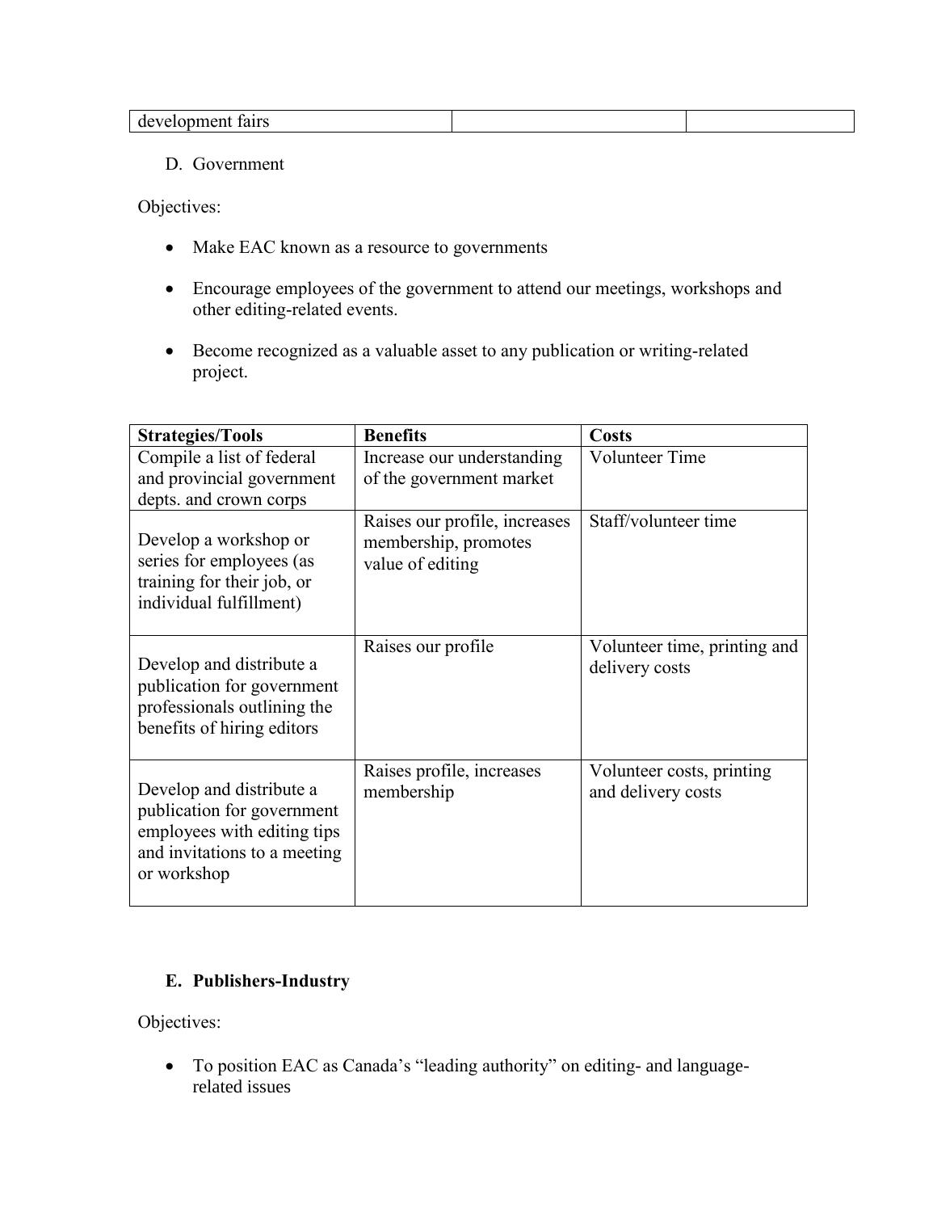| development fairs | | |
|---|---|---|

D. Government

Objectives:

- Make EAC known as a resource to governments
- Encourage employees of the government to attend our meetings, workshops and other editing-related events.
- Become recognized as a valuable asset to any publication or writing-related project.

| Strategies/Tools | Benefits | Costs |
|---|---|---|
| Compile a list of federal and provincial government depts. and crown corps | Increase our understanding of the government market | Volunteer Time |
| Develop a workshop or series for employees (as training for their job, or individual fulfillment) | Raises our profile, increases membership, promotes value of editing | Staff/volunteer time |
| Develop and distribute a publication for government professionals outlining the benefits of hiring editors | Raises our profile | Volunteer time, printing and delivery costs |
| Develop and distribute a publication for government employees with editing tips and invitations to a meeting or workshop | Raises profile, increases membership | Volunteer costs, printing and delivery costs |

**E. Publishers-Industry**

Objectives:

- To position EAC as Canada's "leading authority" on editing- and language-related issues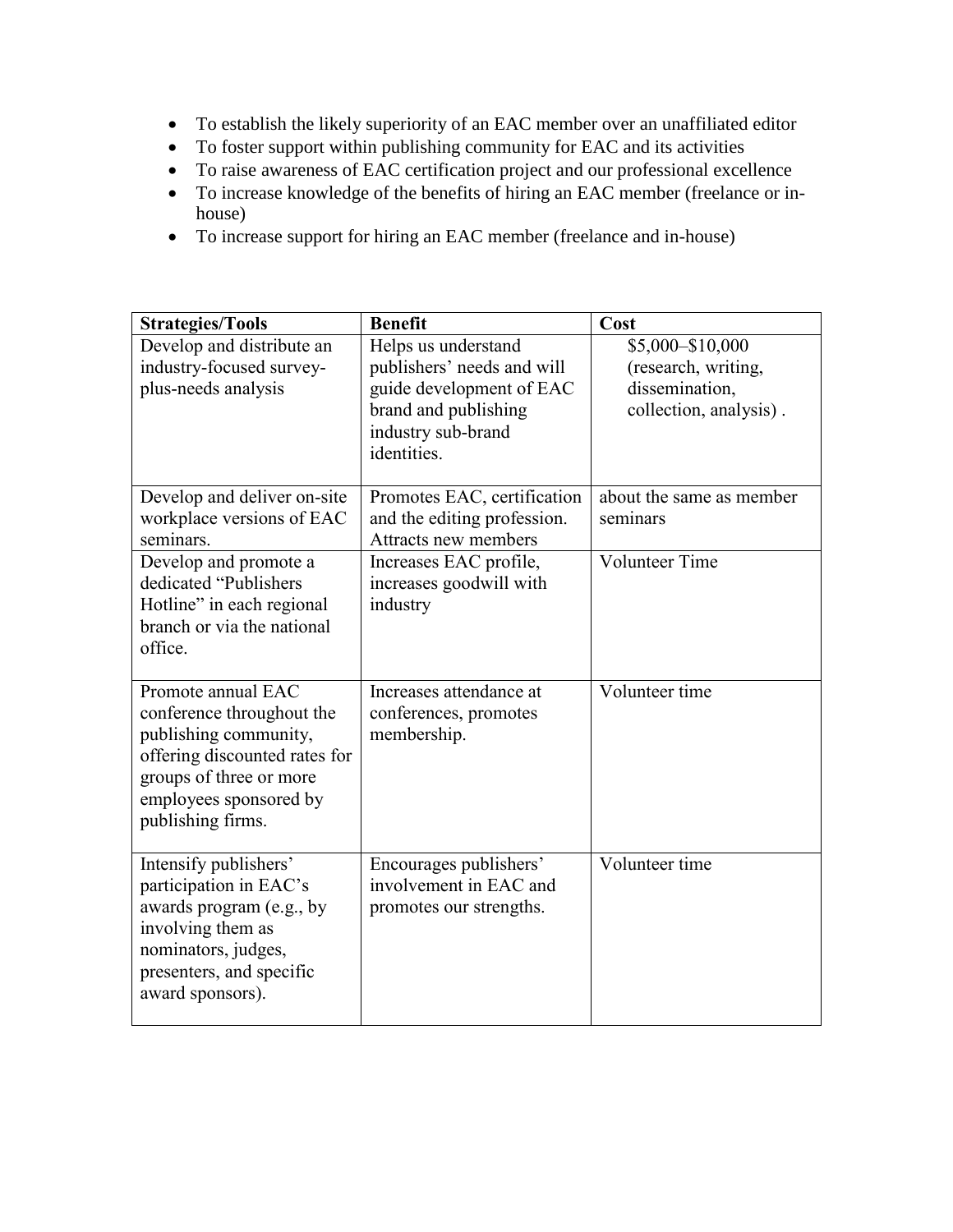- To establish the likely superiority of an EAC member over an unaffiliated editor
- To foster support within publishing community for EAC and its activities
- To raise awareness of EAC certification project and our professional excellence
- To increase knowledge of the benefits of hiring an EAC member (freelance or in-house)
- To increase support for hiring an EAC member (freelance and in-house)

| **Strategies/Tools** | **Benefit** | **Cost** |
|---|---|---|
| Develop and distribute an industry-focused survey-plus-needs analysis | Helps us understand publishers' needs and will guide development of EAC brand and publishing industry sub-brand identities. | $5,000–$10,000 (research, writing, dissemination, collection, analysis) . |
| Develop and deliver on-site workplace versions of EAC seminars. | Promotes EAC, certification and the editing profession. Attracts new members | about the same as member seminars |
| Develop and promote a dedicated "Publishers Hotline" in each regional branch or via the national office. | Increases EAC profile, increases goodwill with industry | Volunteer Time |
| Promote annual EAC conference throughout the publishing community, offering discounted rates for groups of three or more employees sponsored by publishing firms. | Increases attendance at conferences, promotes membership. | Volunteer time |
| Intensify publishers' participation in EAC's awards program (e.g., by involving them as nominators, judges, presenters, and specific award sponsors). | Encourages publishers' involvement in EAC and promotes our strengths. | Volunteer time |